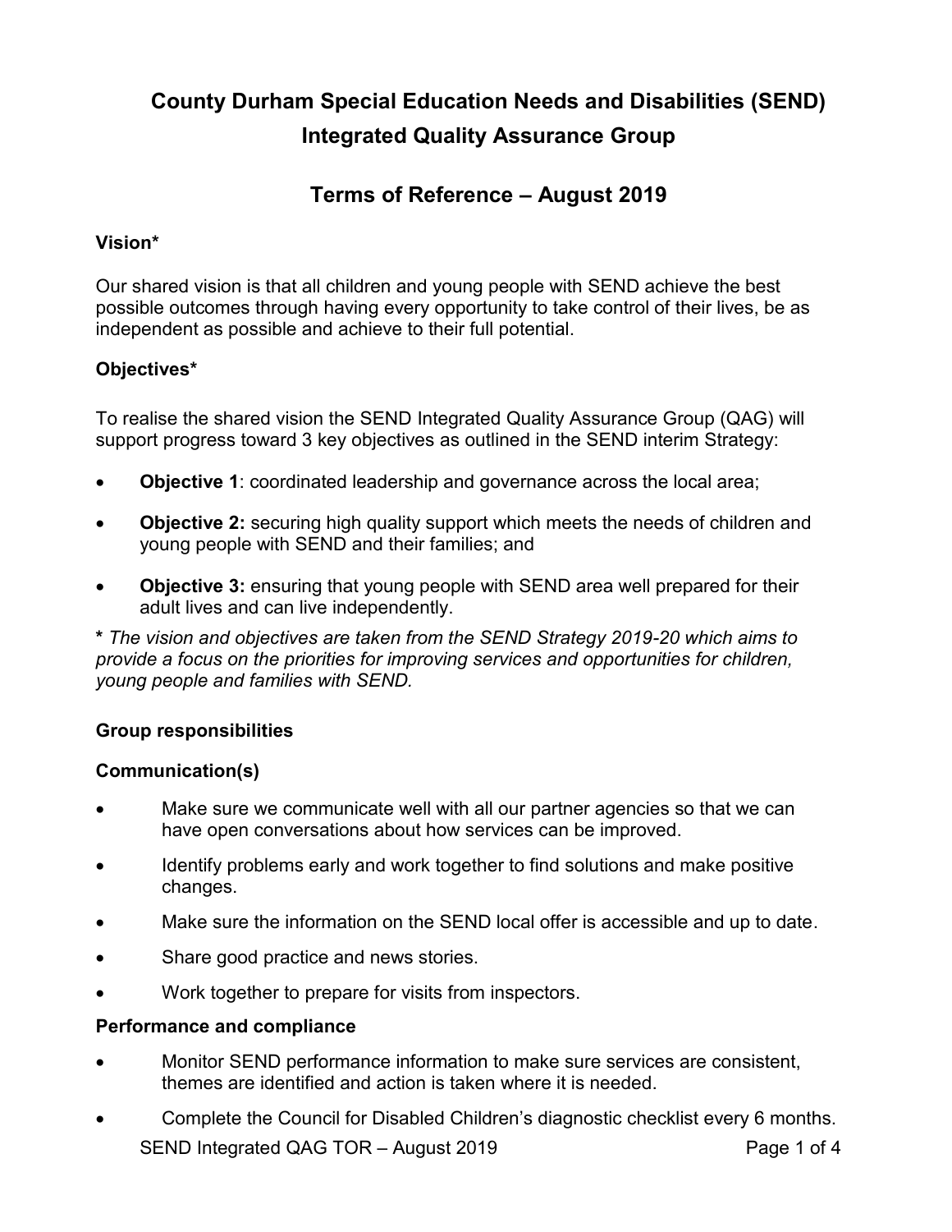# County Durham Special Education Needs and Disabilities (SEND) Integrated Quality Assurance Group

## Terms of Reference – August 2019

### Vision*

Our shared vision is that all children and young people with SEND achieve the best possible outcomes through having every opportunity to take control of their lives, be as independent as possible and achieve to their full potential.

### Objectives*

To realise the shared vision the SEND Integrated Quality Assurance Group (QAG) will support progress toward 3 key objectives as outlined in the SEND interim Strategy:

- **Objective 1**: coordinated leadership and governance across the local area;
- **Objective 2:** securing high quality support which meets the needs of children and young people with SEND and their families; and
- **Objective 3:** ensuring that young people with SEND area well prepared for their adult lives and can live independently.

**\*** *The vision and objectives are taken from the SEND Strategy 2019-20 which aims to provide a focus on the priorities for improving services and opportunities for children, young people and families with SEND.*

### Group responsibilities

### Communication(s)

- Make sure we communicate well with all our partner agencies so that we can have open conversations about how services can be improved.
- Identify problems early and work together to find solutions and make positive changes.
- Make sure the information on the SEND local offer is accessible and up to date.
- Share good practice and news stories.
- Work together to prepare for visits from inspectors.

### Performance and compliance

- Monitor SEND performance information to make sure services are consistent, themes are identified and action is taken where it is needed.
- Complete the Council for Disabled Children's diagnostic checklist every 6 months.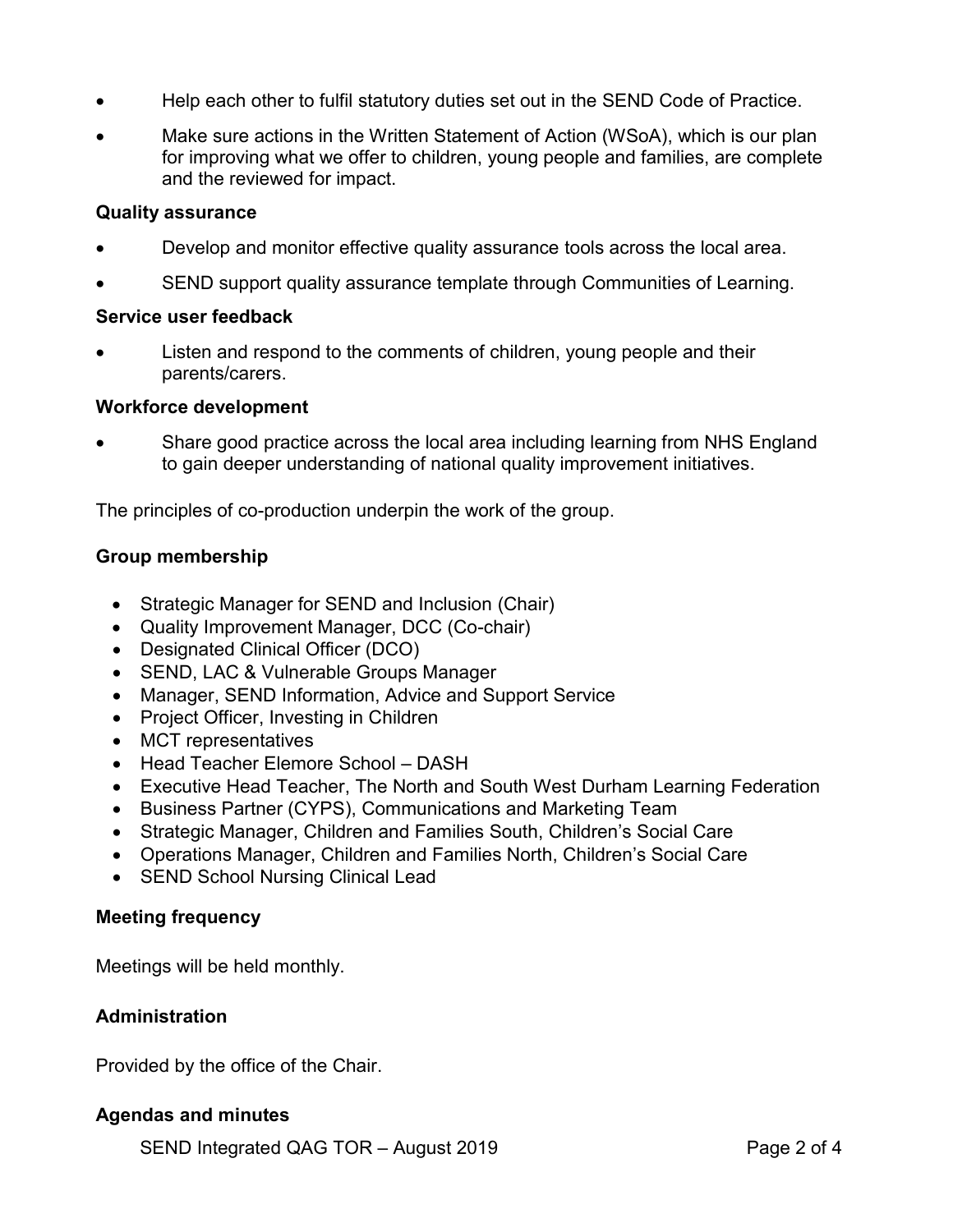- Help each other to fulfil statutory duties set out in the SEND Code of Practice.
- Make sure actions in the Written Statement of Action (WSoA), which is our plan for improving what we offer to children, young people and families, are complete and the reviewed for impact.

**Quality assurance**

- Develop and monitor effective quality assurance tools across the local area.
- SEND support quality assurance template through Communities of Learning.

**Service user feedback**

- Listen and respond to the comments of children, young people and their parents/carers.

**Workforce development**

- Share good practice across the local area including learning from NHS England to gain deeper understanding of national quality improvement initiatives.

The principles of co-production underpin the work of the group.

**Group membership**

- Strategic Manager for SEND and Inclusion (Chair)
- Quality Improvement Manager, DCC (Co-chair)
- Designated Clinical Officer (DCO)
- SEND, LAC & Vulnerable Groups Manager
- Manager, SEND Information, Advice and Support Service
- Project Officer, Investing in Children
- MCT representatives
- Head Teacher Elemore School – DASH
- Executive Head Teacher, The North and South West Durham Learning Federation
- Business Partner (CYPS), Communications and Marketing Team
- Strategic Manager, Children and Families South, Children's Social Care
- Operations Manager, Children and Families North, Children's Social Care
- SEND School Nursing Clinical Lead

**Meeting frequency**

Meetings will be held monthly.

**Administration**

Provided by the office of the Chair.

**Agendas and minutes**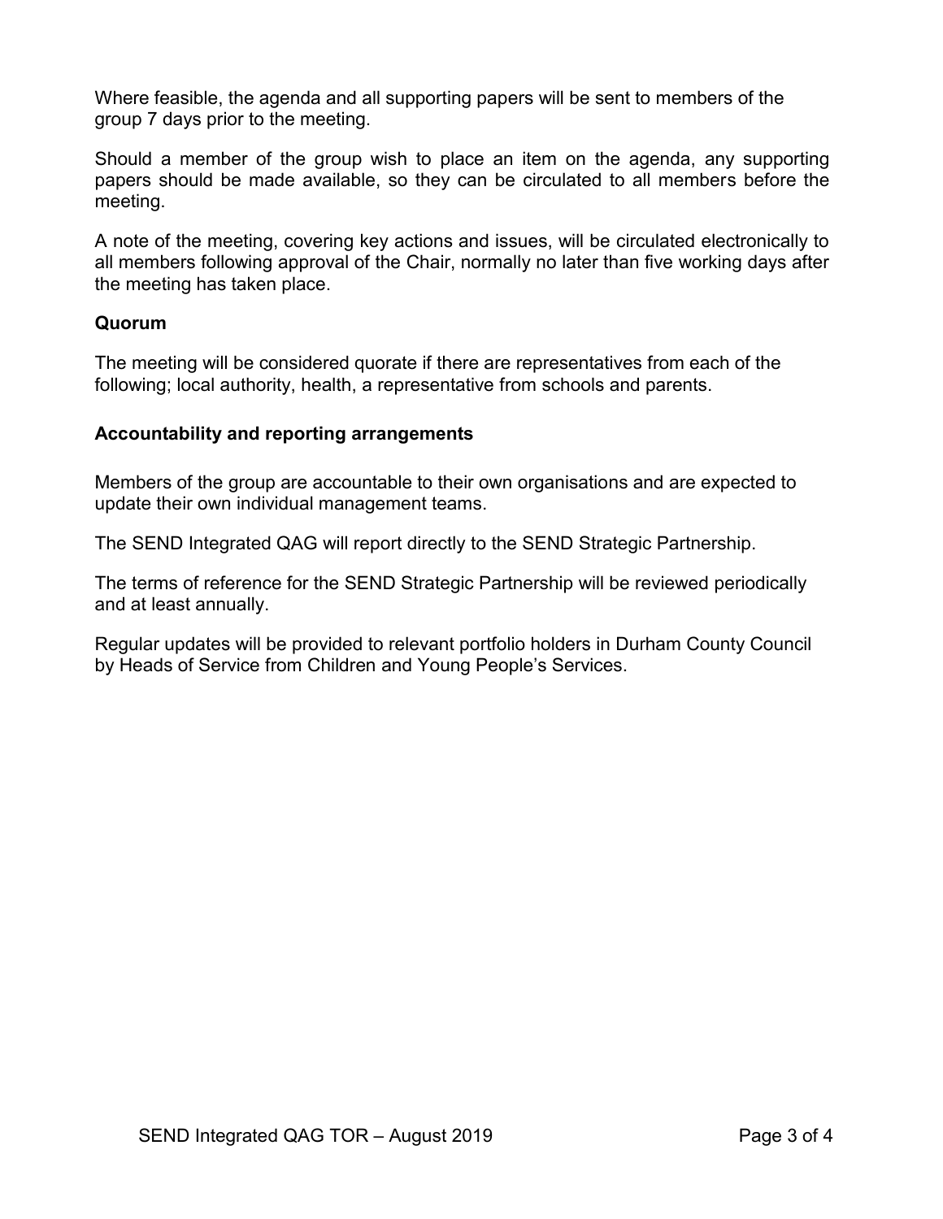Where feasible, the agenda and all supporting papers will be sent to members of the group 7 days prior to the meeting.

Should a member of the group wish to place an item on the agenda, any supporting papers should be made available, so they can be circulated to all members before the meeting.

A note of the meeting, covering key actions and issues, will be circulated electronically to all members following approval of the Chair, normally no later than five working days after the meeting has taken place.

## Quorum

The meeting will be considered quorate if there are representatives from each of the following; local authority, health, a representative from schools and parents.

## Accountability and reporting arrangements

Members of the group are accountable to their own organisations and are expected to update their own individual management teams.

The SEND Integrated QAG will report directly to the SEND Strategic Partnership.

The terms of reference for the SEND Strategic Partnership will be reviewed periodically and at least annually.

Regular updates will be provided to relevant portfolio holders in Durham County Council by Heads of Service from Children and Young People's Services.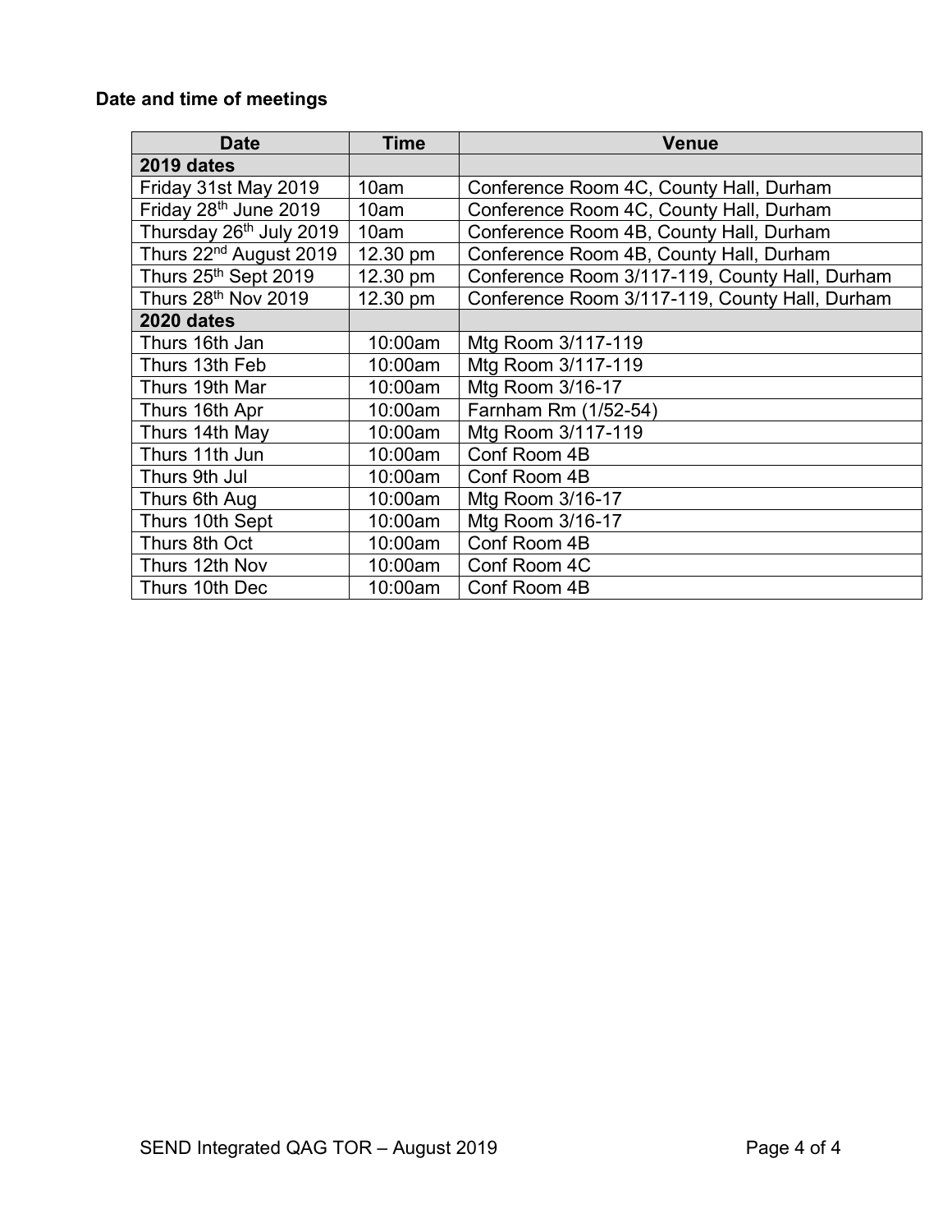**Date and time of meetings**

| Date | Time | Venue |
|---|---|---|
| **2019 dates** | | |
| Friday 31st May 2019 | 10am | Conference Room 4C, County Hall, Durham |
| Friday 28th June 2019 | 10am | Conference Room 4C, County Hall, Durham |
| Thursday 26th July 2019 | 10am | Conference Room 4B, County Hall, Durham |
| Thurs 22nd August 2019 | 12.30 pm | Conference Room 4B, County Hall, Durham |
| Thurs 25th Sept 2019 | 12.30 pm | Conference Room 3/117-119, County Hall, Durham |
| Thurs 28th Nov 2019 | 12.30 pm | Conference Room 3/117-119, County Hall, Durham |
| **2020 dates** | | |
| Thurs 16th Jan | 10:00am | Mtg Room 3/117-119 |
| Thurs 13th Feb | 10:00am | Mtg Room 3/117-119 |
| Thurs 19th Mar | 10:00am | Mtg Room 3/16-17 |
| Thurs 16th Apr | 10:00am | Farnham Rm (1/52-54) |
| Thurs 14th May | 10:00am | Mtg Room 3/117-119 |
| Thurs 11th Jun | 10:00am | Conf Room 4B |
| Thurs 9th Jul | 10:00am | Conf Room 4B |
| Thurs 6th Aug | 10:00am | Mtg Room 3/16-17 |
| Thurs 10th Sept | 10:00am | Mtg Room 3/16-17 |
| Thurs 8th Oct | 10:00am | Conf Room 4B |
| Thurs 12th Nov | 10:00am | Conf Room 4C |
| Thurs 10th Dec | 10:00am | Conf Room 4B |